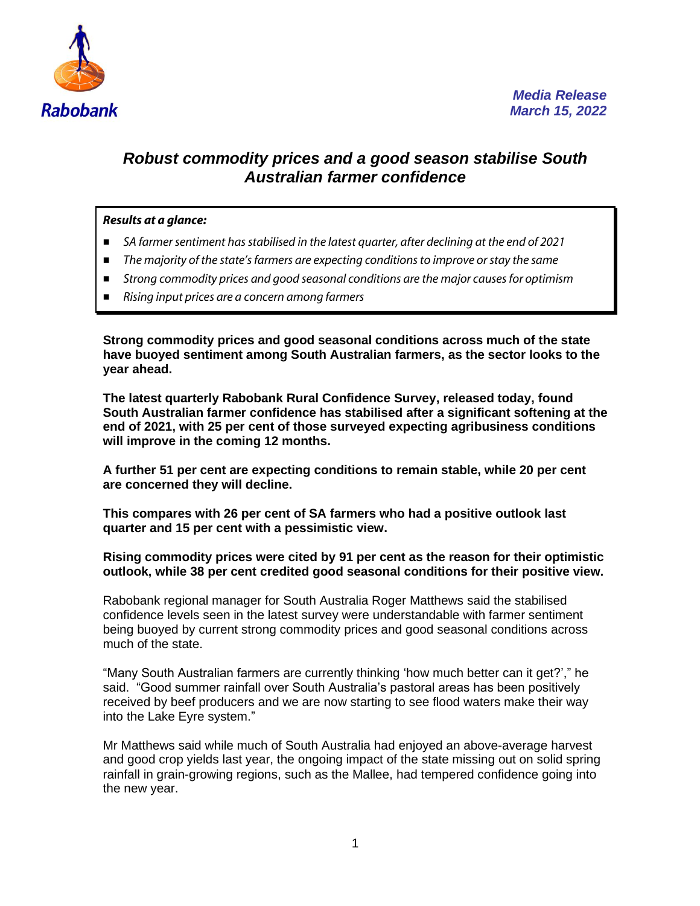Rabobank

*Media Release*
*March 15, 2022*

# *Robust commodity prices and a good season stabilise South Australian farmer confidence*

***Results at a glance:***

- *SA farmer sentiment has stabilised in the latest quarter, after declining at the end of 2021*
- *The majority of the state's farmers are expecting conditions to improve or stay the same*
- *Strong commodity prices and good seasonal conditions are the major causes for optimism*
- *Rising input prices are a concern among farmers*

**Strong commodity prices and good seasonal conditions across much of the state have buoyed sentiment among South Australian farmers, as the sector looks to the year ahead.**

**The latest quarterly Rabobank Rural Confidence Survey, released today, found South Australian farmer confidence has stabilised after a significant softening at the end of 2021, with 25 per cent of those surveyed expecting agribusiness conditions will improve in the coming 12 months.**

**A further 51 per cent are expecting conditions to remain stable, while 20 per cent are concerned they will decline.**

**This compares with 26 per cent of SA farmers who had a positive outlook last quarter and 15 per cent with a pessimistic view.**

**Rising commodity prices were cited by 91 per cent as the reason for their optimistic outlook, while 38 per cent credited good seasonal conditions for their positive view.**

Rabobank regional manager for South Australia Roger Matthews said the stabilised confidence levels seen in the latest survey were understandable with farmer sentiment being buoyed by current strong commodity prices and good seasonal conditions across much of the state.

"Many South Australian farmers are currently thinking 'how much better can it get?'," he said. "Good summer rainfall over South Australia's pastoral areas has been positively received by beef producers and we are now starting to see flood waters make their way into the Lake Eyre system."

Mr Matthews said while much of South Australia had enjoyed an above-average harvest and good crop yields last year, the ongoing impact of the state missing out on solid spring rainfall in grain-growing regions, such as the Mallee, had tempered confidence going into the new year.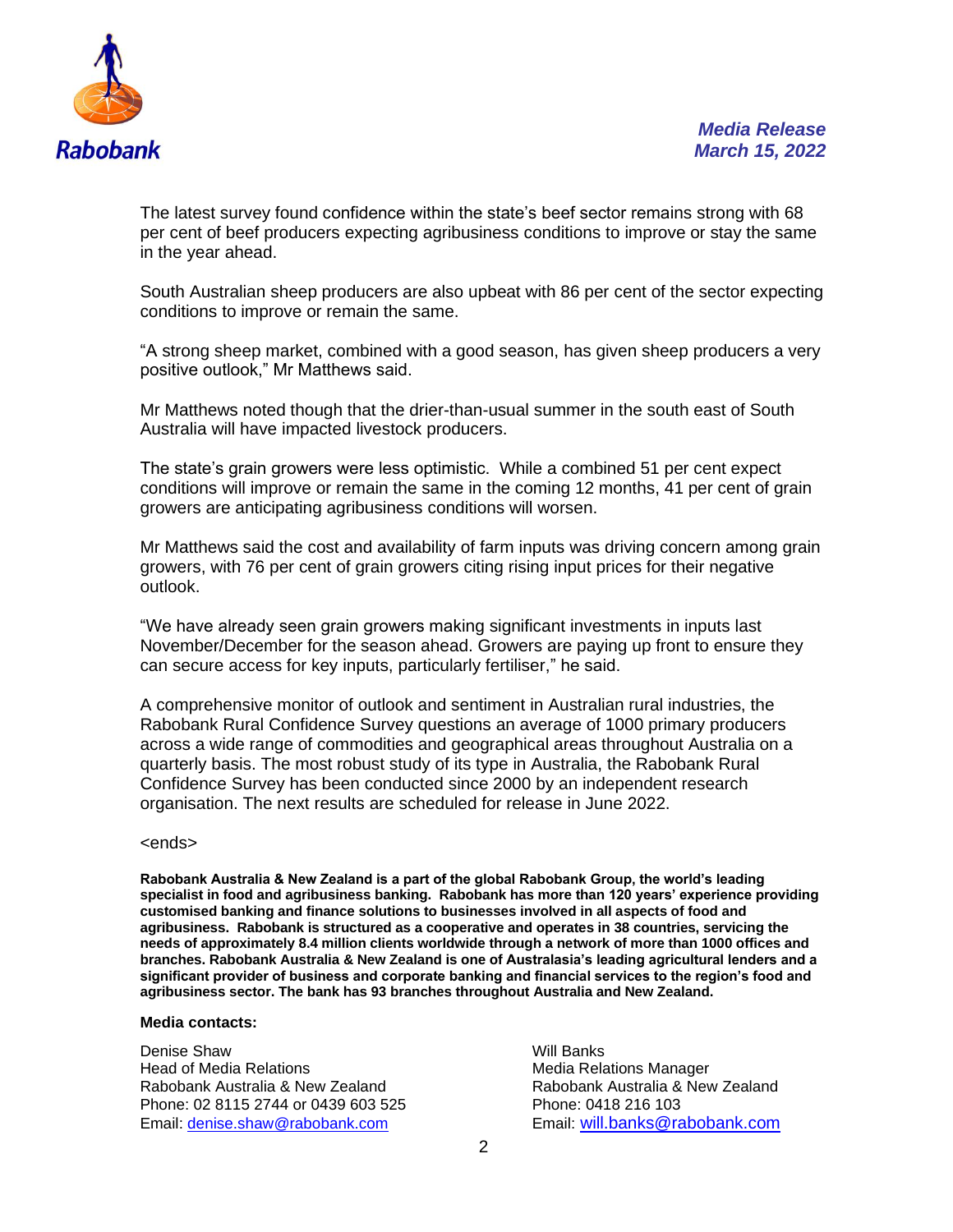The latest survey found confidence within the state's beef sector remains strong with 68 per cent of beef producers expecting agribusiness conditions to improve or stay the same in the year ahead.

South Australian sheep producers are also upbeat with 86 per cent of the sector expecting conditions to improve or remain the same.

"A strong sheep market, combined with a good season, has given sheep producers a very positive outlook," Mr Matthews said.

Mr Matthews noted though that the drier-than-usual summer in the south east of South Australia will have impacted livestock producers.

The state's grain growers were less optimistic. While a combined 51 per cent expect conditions will improve or remain the same in the coming 12 months, 41 per cent of grain growers are anticipating agribusiness conditions will worsen.

Mr Matthews said the cost and availability of farm inputs was driving concern among grain growers, with 76 per cent of grain growers citing rising input prices for their negative outlook.

"We have already seen grain growers making significant investments in inputs last November/December for the season ahead. Growers are paying up front to ensure they can secure access for key inputs, particularly fertiliser," he said.

A comprehensive monitor of outlook and sentiment in Australian rural industries, the Rabobank Rural Confidence Survey questions an average of 1000 primary producers across a wide range of commodities and geographical areas throughout Australia on a quarterly basis. The most robust study of its type in Australia, the Rabobank Rural Confidence Survey has been conducted since 2000 by an independent research organisation. The next results are scheduled for release in June 2022.

<ends>

**Rabobank Australia & New Zealand is a part of the global Rabobank Group, the world's leading specialist in food and agribusiness banking. Rabobank has more than 120 years' experience providing customised banking and finance solutions to businesses involved in all aspects of food and agribusiness. Rabobank is structured as a cooperative and operates in 38 countries, servicing the needs of approximately 8.4 million clients worldwide through a network of more than 1000 offices and branches. Rabobank Australia & New Zealand is one of Australasia's leading agricultural lenders and a significant provider of business and corporate banking and financial services to the region's food and agribusiness sector. The bank has 93 branches throughout Australia and New Zealand.**

**Media contacts:**

Denise Shaw
Head of Media Relations
Rabobank Australia & New Zealand
Phone: 02 8115 2744 or 0439 603 525
Email: denise.shaw@rabobank.com

Will Banks
Media Relations Manager
Rabobank Australia & New Zealand
Phone: 0418 216 103
Email: will.banks@rabobank.com